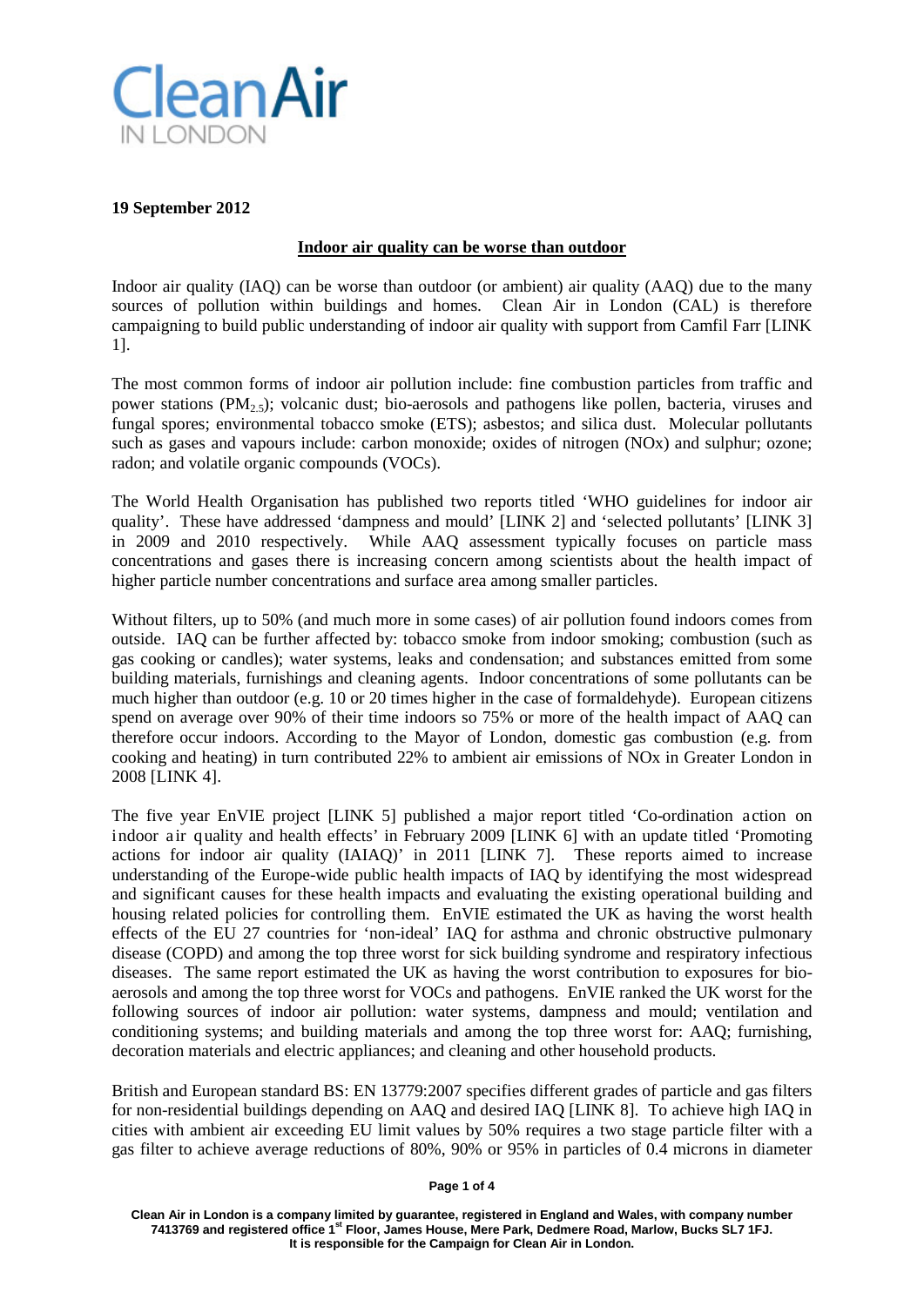Clean Air IN LONDON

**19 September 2012**

## Indoor air quality can be worse than outdoor

Indoor air quality (IAQ) can be worse than outdoor (or ambient) air quality (AAQ) due to the many sources of pollution within buildings and homes. Clean Air in London (CAL) is therefore campaigning to build public understanding of indoor air quality with support from Camfil Farr [LINK 1].

The most common forms of indoor air pollution include: fine combustion particles from traffic and power stations ($PM_{2.5}$); volcanic dust; bio-aerosols and pathogens like pollen, bacteria, viruses and fungal spores; environmental tobacco smoke (ETS); asbestos; and silica dust. Molecular pollutants such as gases and vapours include: carbon monoxide; oxides of nitrogen (NOx) and sulphur; ozone; radon; and volatile organic compounds (VOCs).

The World Health Organisation has published two reports titled 'WHO guidelines for indoor air quality'. These have addressed 'dampness and mould' [LINK 2] and 'selected pollutants' [LINK 3] in 2009 and 2010 respectively. While AAQ assessment typically focuses on particle mass concentrations and gases there is increasing concern among scientists about the health impact of higher particle number concentrations and surface area among smaller particles.

Without filters, up to 50% (and much more in some cases) of air pollution found indoors comes from outside. IAQ can be further affected by: tobacco smoke from indoor smoking; combustion (such as gas cooking or candles); water systems, leaks and condensation; and substances emitted from some building materials, furnishings and cleaning agents. Indoor concentrations of some pollutants can be much higher than outdoor (e.g. 10 or 20 times higher in the case of formaldehyde). European citizens spend on average over 90% of their time indoors so 75% or more of the health impact of AAQ can therefore occur indoors. According to the Mayor of London, domestic gas combustion (e.g. from cooking and heating) in turn contributed 22% to ambient air emissions of NOx in Greater London in 2008 [LINK 4].

The five year EnVIE project [LINK 5] published a major report titled 'Co-ordination action on indoor air quality and health effects' in February 2009 [LINK 6] with an update titled 'Promoting actions for indoor air quality (IAIAQ)' in 2011 [LINK 7]. These reports aimed to increase understanding of the Europe-wide public health impacts of IAQ by identifying the most widespread and significant causes for these health impacts and evaluating the existing operational building and housing related policies for controlling them. EnVIE estimated the UK as having the worst health effects of the EU 27 countries for 'non-ideal' IAQ for asthma and chronic obstructive pulmonary disease (COPD) and among the top three worst for sick building syndrome and respiratory infectious diseases. The same report estimated the UK as having the worst contribution to exposures for bio-aerosols and among the top three worst for VOCs and pathogens. EnVIE ranked the UK worst for the following sources of indoor air pollution: water systems, dampness and mould; ventilation and conditioning systems; and building materials and among the top three worst for: AAQ; furnishing, decoration materials and electric appliances; and cleaning and other household products.

British and European standard BS: EN 13779:2007 specifies different grades of particle and gas filters for non-residential buildings depending on AAQ and desired IAQ [LINK 8]. To achieve high IAQ in cities with ambient air exceeding EU limit values by 50% requires a two stage particle filter with a gas filter to achieve average reductions of 80%, 90% or 95% in particles of 0.4 microns in diameter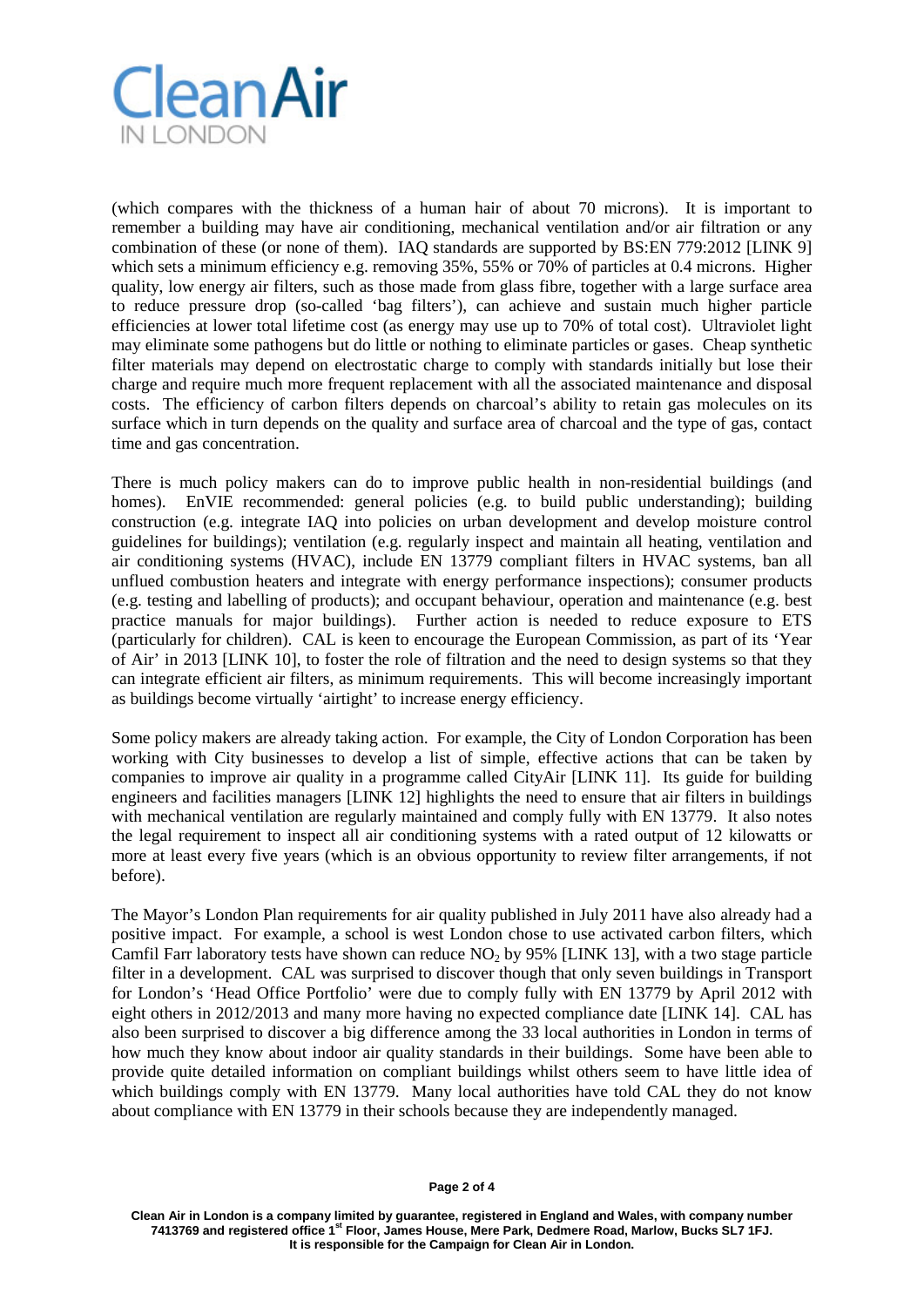(which compares with the thickness of a human hair of about 70 microns). It is important to remember a building may have air conditioning, mechanical ventilation and/or air filtration or any combination of these (or none of them). IAQ standards are supported by BS:EN 779:2012 [LINK 9] which sets a minimum efficiency e.g. removing 35%, 55% or 70% of particles at 0.4 microns. Higher quality, low energy air filters, such as those made from glass fibre, together with a large surface area to reduce pressure drop (so-called 'bag filters'), can achieve and sustain much higher particle efficiencies at lower total lifetime cost (as energy may use up to 70% of total cost). Ultraviolet light may eliminate some pathogens but do little or nothing to eliminate particles or gases. Cheap synthetic filter materials may depend on electrostatic charge to comply with standards initially but lose their charge and require much more frequent replacement with all the associated maintenance and disposal costs. The efficiency of carbon filters depends on charcoal's ability to retain gas molecules on its surface which in turn depends on the quality and surface area of charcoal and the type of gas, contact time and gas concentration.

There is much policy makers can do to improve public health in non-residential buildings (and homes). EnVIE recommended: general policies (e.g. to build public understanding); building construction (e.g. integrate IAQ into policies on urban development and develop moisture control guidelines for buildings); ventilation (e.g. regularly inspect and maintain all heating, ventilation and air conditioning systems (HVAC), include EN 13779 compliant filters in HVAC systems, ban all unflued combustion heaters and integrate with energy performance inspections); consumer products (e.g. testing and labelling of products); and occupant behaviour, operation and maintenance (e.g. best practice manuals for major buildings). Further action is needed to reduce exposure to ETS (particularly for children). CAL is keen to encourage the European Commission, as part of its 'Year of Air' in 2013 [LINK 10], to foster the role of filtration and the need to design systems so that they can integrate efficient air filters, as minimum requirements. This will become increasingly important as buildings become virtually 'airtight' to increase energy efficiency.

Some policy makers are already taking action. For example, the City of London Corporation has been working with City businesses to develop a list of simple, effective actions that can be taken by companies to improve air quality in a programme called CityAir [LINK 11]. Its guide for building engineers and facilities managers [LINK 12] highlights the need to ensure that air filters in buildings with mechanical ventilation are regularly maintained and comply fully with EN 13779. It also notes the legal requirement to inspect all air conditioning systems with a rated output of 12 kilowatts or more at least every five years (which is an obvious opportunity to review filter arrangements, if not before).

The Mayor's London Plan requirements for air quality published in July 2011 have also already had a positive impact. For example, a school is west London chose to use activated carbon filters, which Camfil Farr laboratory tests have shown can reduce $NO_2$ by 95% [LINK 13], with a two stage particle filter in a development. CAL was surprised to discover though that only seven buildings in Transport for London's 'Head Office Portfolio' were due to comply fully with EN 13779 by April 2012 with eight others in 2012/2013 and many more having no expected compliance date [LINK 14]. CAL has also been surprised to discover a big difference among the 33 local authorities in London in terms of how much they know about indoor air quality standards in their buildings. Some have been able to provide quite detailed information on compliant buildings whilst others seem to have little idea of which buildings comply with EN 13779. Many local authorities have told CAL they do not know about compliance with EN 13779 in their schools because they are independently managed.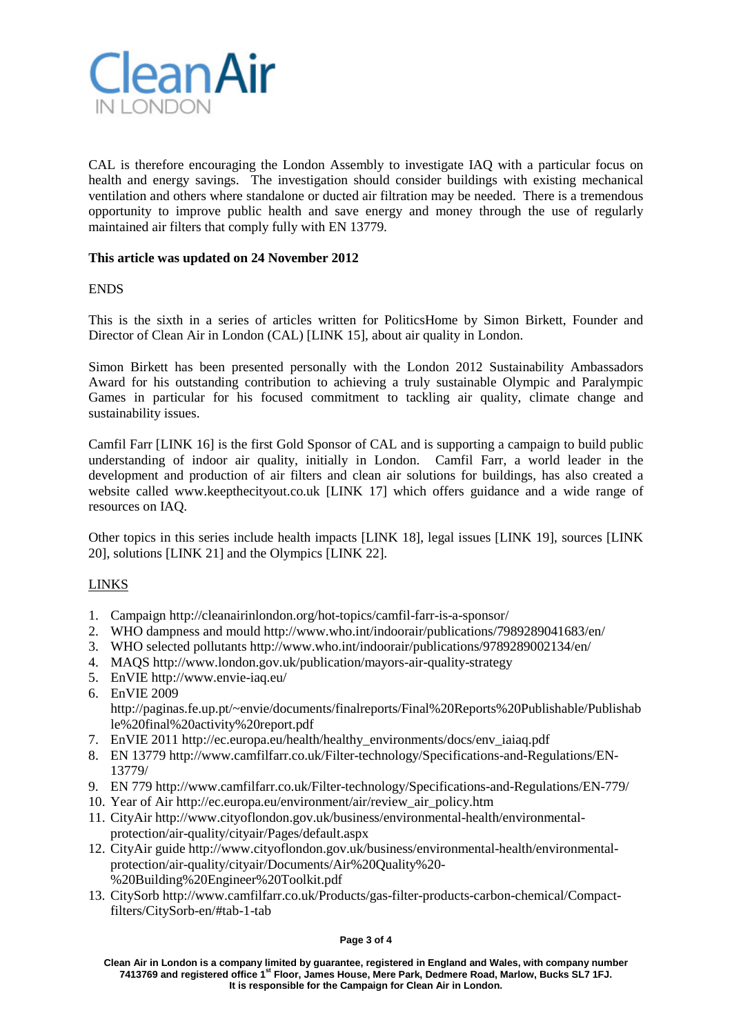CAL is therefore encouraging the London Assembly to investigate IAQ with a particular focus on health and energy savings. The investigation should consider buildings with existing mechanical ventilation and others where standalone or ducted air filtration may be needed. There is a tremendous opportunity to improve public health and save energy and money through the use of regularly maintained air filters that comply fully with EN 13779.

**This article was updated on 24 November 2012**

ENDS

This is the sixth in a series of articles written for PoliticsHome by Simon Birkett, Founder and Director of Clean Air in London (CAL) [LINK 15], about air quality in London.

Simon Birkett has been presented personally with the London 2012 Sustainability Ambassadors Award for his outstanding contribution to achieving a truly sustainable Olympic and Paralympic Games in particular for his focused commitment to tackling air quality, climate change and sustainability issues.

Camfil Farr [LINK 16] is the first Gold Sponsor of CAL and is supporting a campaign to build public understanding of indoor air quality, initially in London. Camfil Farr, a world leader in the development and production of air filters and clean air solutions for buildings, has also created a website called www.keepthecityout.co.uk [LINK 17] which offers guidance and a wide range of resources on IAQ.

Other topics in this series include health impacts [LINK 18], legal issues [LINK 19], sources [LINK 20], solutions [LINK 21] and the Olympics [LINK 22].

LINKS

1. Campaign http://cleanairinlondon.org/hot-topics/camfil-farr-is-a-sponsor/
2. WHO dampness and mould http://www.who.int/indoorair/publications/7989289041683/en/
3. WHO selected pollutants http://www.who.int/indoorair/publications/9789289002134/en/
4. MAQS http://www.london.gov.uk/publication/mayors-air-quality-strategy
5. EnVIE http://www.envie-iaq.eu/
6. EnVIE 2009 http://paginas.fe.up.pt/~envie/documents/finalreports/Final%20Reports%20Publishable/Publishable%20final%20activity%20report.pdf
7. EnVIE 2011 http://ec.europa.eu/health/healthy_environments/docs/env_iaiaq.pdf
8. EN 13779 http://www.camfilfarr.co.uk/Filter-technology/Specifications-and-Regulations/EN-13779/
9. EN 779 http://www.camfilfarr.co.uk/Filter-technology/Specifications-and-Regulations/EN-779/
10. Year of Air http://ec.europa.eu/environment/air/review_air_policy.htm
11. CityAir http://www.cityoflondon.gov.uk/business/environmental-health/environmental-protection/air-quality/cityair/Pages/default.aspx
12. CityAir guide http://www.cityoflondon.gov.uk/business/environmental-health/environmental-protection/air-quality/cityair/Documents/Air%20Quality%20-%20Building%20Engineer%20Toolkit.pdf
13. CitySorb http://www.camfilfarr.co.uk/Products/gas-filter-products-carbon-chemical/Compact-filters/CitySorb-en/#tab-1-tab

**Clean Air in London is a company limited by guarantee, registered in England and Wales, with company number 7413769 and registered office 1st Floor, James House, Mere Park, Dedmere Road, Marlow, Bucks SL7 1FJ. It is responsible for the Campaign for Clean Air in London.**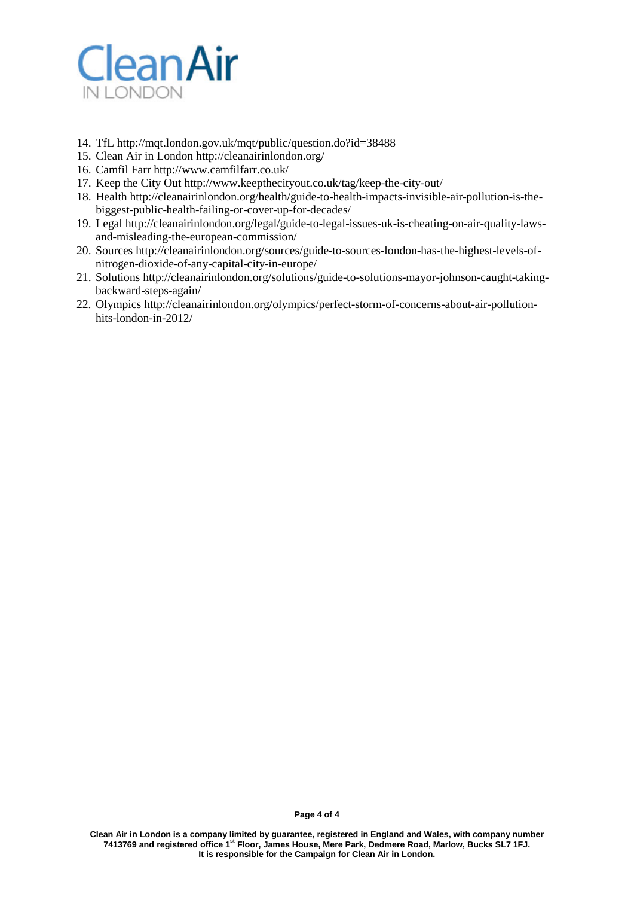14. TfL http://mqt.london.gov.uk/mqt/public/question.do?id=38488
15. Clean Air in London http://cleanairinlondon.org/
16. Camfil Farr http://www.camfilfarr.co.uk/
17. Keep the City Out http://www.keepthecityout.co.uk/tag/keep-the-city-out/
18. Health http://cleanairinlondon.org/health/guide-to-health-impacts-invisible-air-pollution-is-the-biggest-public-health-failing-or-cover-up-for-decades/
19. Legal http://cleanairinlondon.org/legal/guide-to-legal-issues-uk-is-cheating-on-air-quality-laws-and-misleading-the-european-commission/
20. Sources http://cleanairinlondon.org/sources/guide-to-sources-london-has-the-highest-levels-of-nitrogen-dioxide-of-any-capital-city-in-europe/
21. Solutions http://cleanairinlondon.org/solutions/guide-to-solutions-mayor-johnson-caught-taking-backward-steps-again/
22. Olympics http://cleanairinlondon.org/olympics/perfect-storm-of-concerns-about-air-pollution-hits-london-in-2012/